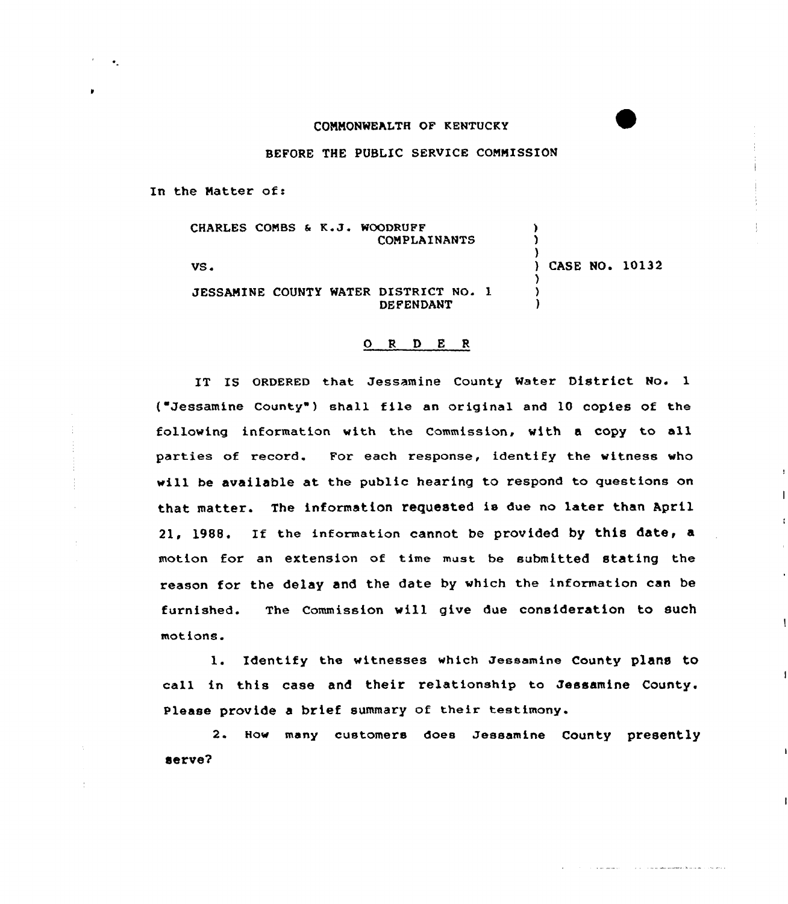COMMONWEALTH OF KENTUCKY

BEFORE THE PUBLIC SERVICE COMMISSION

In the Matter of:

| | | |
|---|---|---|
| CHARLES COMBS & K.J. WOODRUFF COMPLAINANTS | ) | |
| VS. | ) | CASE NO. 10132 |
| JESSAMINE COUNTY WATER DISTRICT NO. 1 DEFENDANT | ) | |

## O R D E R

IT IS ORDERED that Jessamine County Water District No. 1 ("Jessamine County") shall file an original and 10 copies of the following information with the Commission, with a copy to all parties of record. For each response, identify the witness who will be available at the public hearing to respond to questions on that matter. The information requested is due no later than April 21, 1988. If the information cannot be provided by this date, a motion for an extension of time must be submitted stating the reason for the delay and the date by which the information can be furnished. The Commission will give due consideration to such motions.

1. Identify the witnesses which Jessamine County plans to call in this case and their relationship to Jessamine County. Please provide a brief summary of their testimony.

2. How many customers does Jessamine County presently serve?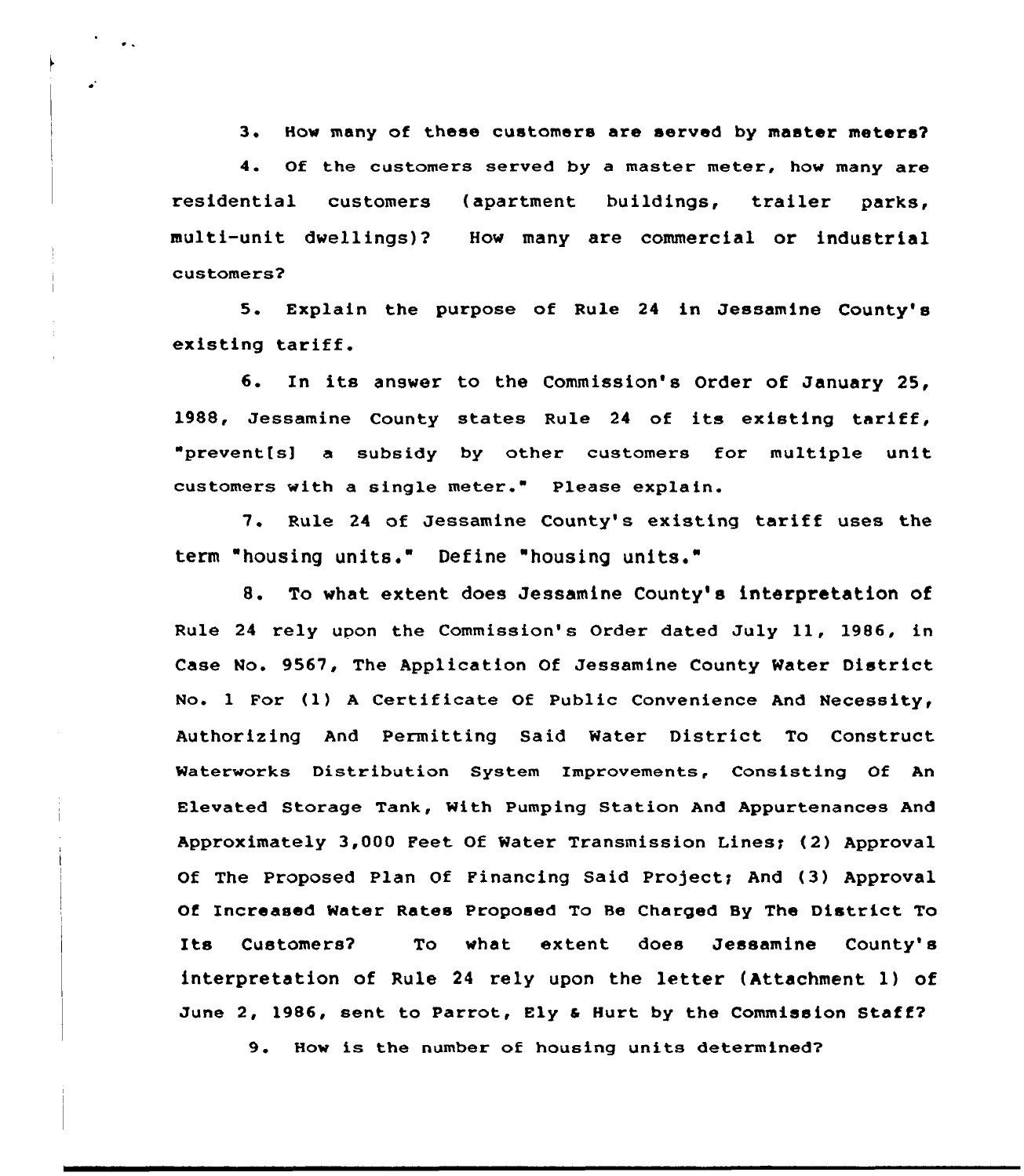3. How many of these customers are served by master meters?

4. Of the customers served by a master meter, how many are residential customers (apartment buildings, trailer parks, multi-unit dwellings)? How many are commercial or industrial customers?

5. Explain the purpose of Rule 24 in Jessamine County's existing tariff.

6. In its answer to the Commission's Order of January 25, 1988, Jessamine County states Rule 24 of its existing tariff, "prevent[s] a subsidy by other customers for multiple unit customers with a single meter." Please explain.

7. Rule 24 of Jessamine County's existing tariff uses the term "housing units." Define "housing units."

8. To what extent does Jessamine County's interpretation of Rule 24 rely upon the Commission's Order dated July 11, 1986, in Case No. 9567, The Application Of Jessamine County Water District No. 1 For (1) A Certificate Of Public Convenience And Necessity, Authorizing And Permitting Said Water District To Construct Waterworks Distribution System Improvements, Consisting Of An Elevated Storage Tank, With Pumping Station And Appurtenances And Approximately 3,000 Feet Of Water Transmission Lines; (2) Approval Of The Proposed Plan Of Financing Said Project; And (3) Approval Of Increased Water Rates Proposed To Be Charged By The District To Its Customers? To what extent does Jessamine County's interpretation of Rule 24 rely upon the letter (Attachment 1) of June 2, 1986, sent to Parrot, Ely & Hurt by the Commission Staff?

9. How is the number of housing units determined?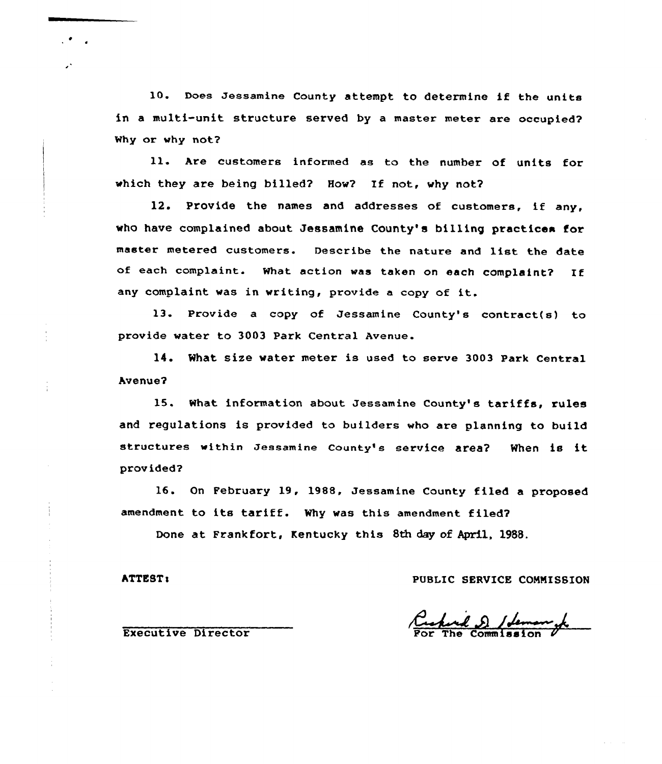10. Does Jessamine County attempt to determine if the units in a multi-unit structure served by a master meter are occupied? Why or why not?

11. Are customers informed as to the number of units for which they are being billed? How? If not, why not?

12. Provide the names and addresses of customers, if any, who have complained about Jessamine County's billing practices for master metered customers. Describe the nature and list the date of each complaint. What action was taken on each complaint? If any complaint was in writing, provide a copy of it.

13. Provide a copy of Jessamine County's contract(s) to provide water to 3003 Park Central Avenue.

14. What size water meter is used to serve 3003 Park Central Avenue?

15. What information about Jessamine County's tariffs, rules and regulations is provided to builders who are planning to build structures within Jessamine County's service area? When is it provided?

16. On February 19, 1988, Jessamine County filed a proposed amendment to its tariff. Why was this amendment filed?

Done at Frankfort, Kentucky this 8th day of April, 1988.

ATTEST:

PUBLIC SERVICE COMMISSION

Executive Director

For The Commission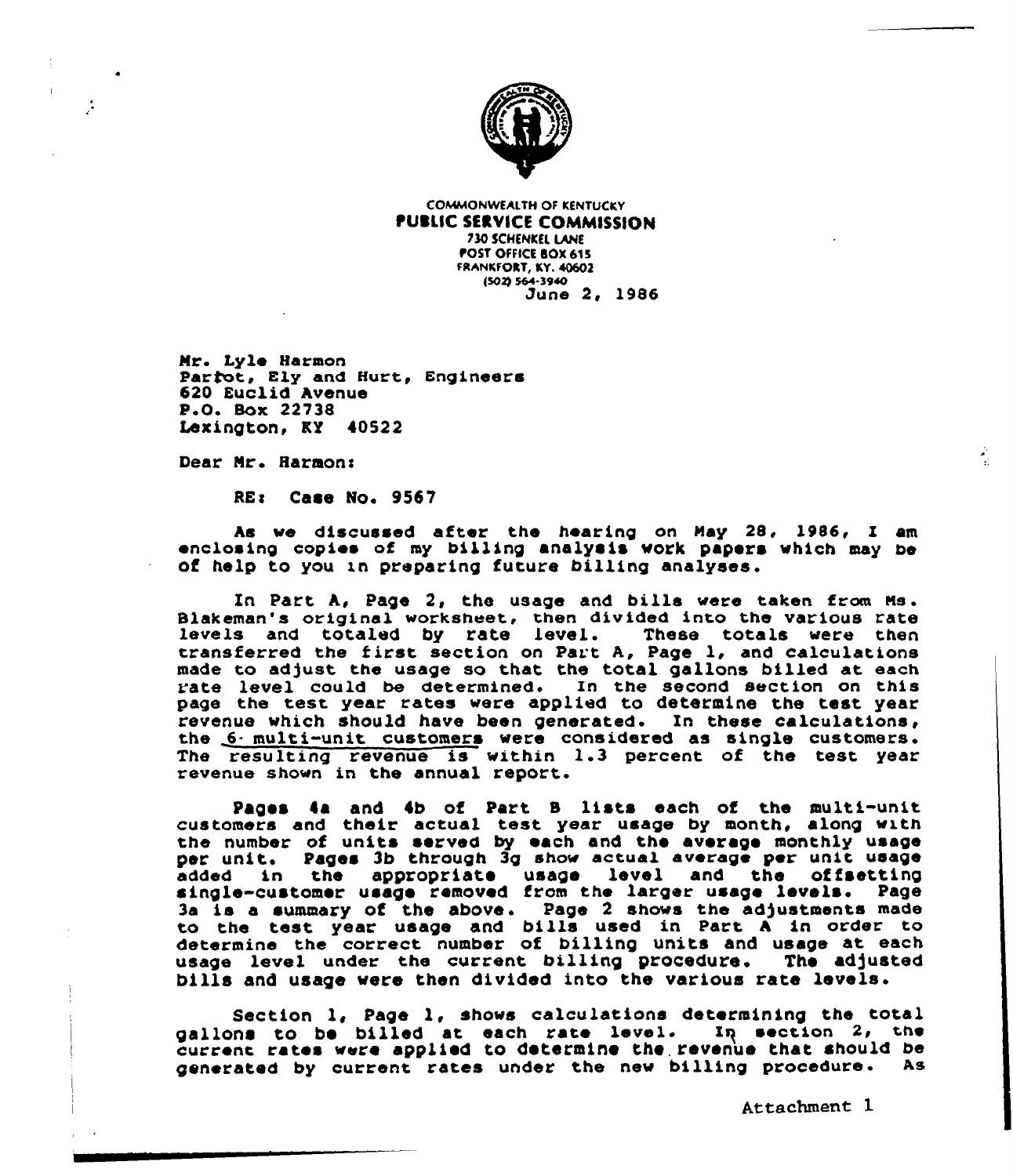COMMONWEALTH OF KENTUCKY
**PUBLIC SERVICE COMMISSION**
730 SCHENKEL LANE
POST OFFICE BOX 615
FRANKFORT, KY. 40602
(502) 564-3940

June 2, 1986

Mr. Lyle Harmon
Parrot, Ely and Hurt, Engineers
620 Euclid Avenue
P.O. Box 22738
Lexington, KY 40522

Dear Mr. Harmon:

RE: Case No. 9567

As we discussed after the hearing on May 28, 1986, I am enclosing copies of my billing analysis work papers which may be of help to you in preparing future billing analyses.

In Part A, Page 2, the usage and bills were taken from Ms. Blakeman's original worksheet, then divided into the various rate levels and totaled by rate level. These totals were then transferred the first section on Part A, Page 1, and calculations made to adjust the usage so that the total gallons billed at each rate level could be determined. In the second section on this page the test year rates were applied to determine the test year revenue which should have been generated. In these calculations, the 6 multi-unit customers were considered as single customers. The resulting revenue is within 1.3 percent of the test year revenue shown in the annual report.

Pages 4a and 4b of Part B lists each of the multi-unit customers and their actual test year usage by month, along with the number of units served by each and the average monthly usage per unit. Pages 3b through 3g show actual average per unit usage added in the appropriate usage level and the offsetting single-customer usage removed from the larger usage levels. Page 3a is a summary of the above. Page 2 shows the adjustments made to the test year usage and bills used in Part A in order to determine the correct number of billing units and usage at each usage level under the current billing procedure. The adjusted bills and usage were then divided into the various rate levels.

Section 1, Page 1, shows calculations determining the total gallons to be billed at each rate level. In section 2, the current rates were applied to determine the revenue that should be generated by current rates under the new billing procedure. As

Attachment 1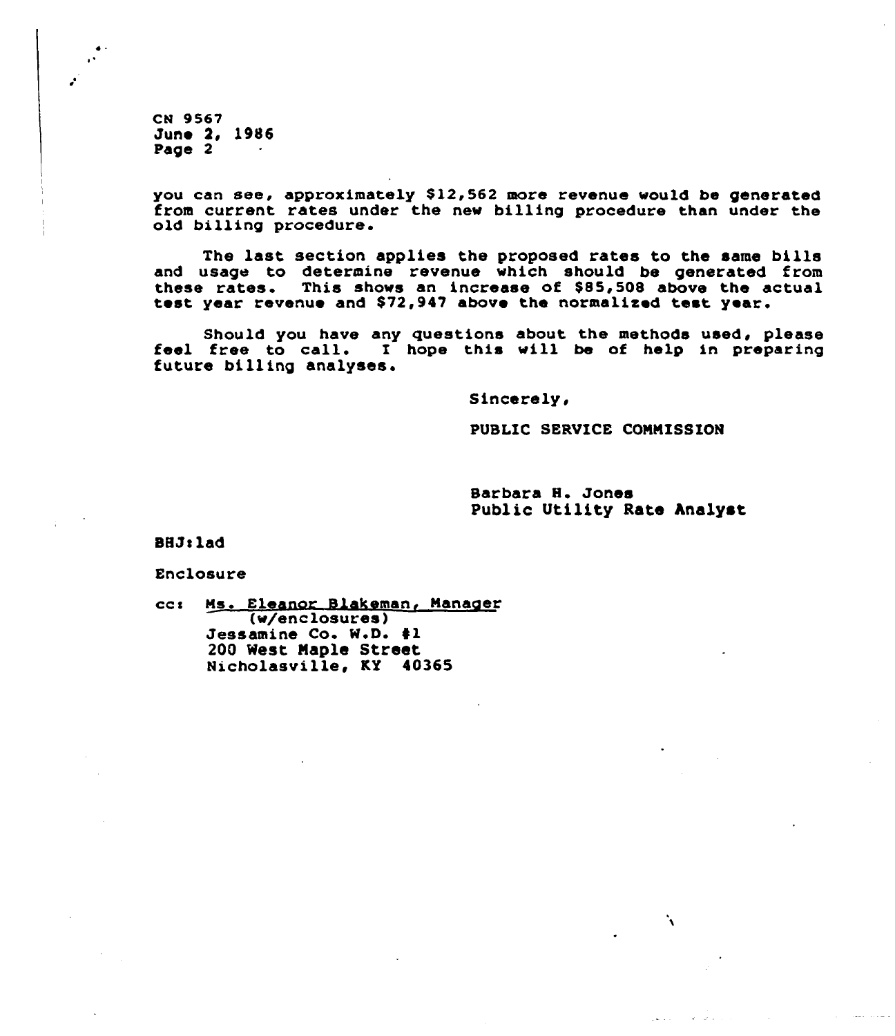CN 9567
June 2, 1986
Page 2

you can see, approximately $12,562 more revenue would be generated from current rates under the new billing procedure than under the old billing procedure.

The last section applies the proposed rates to the same bills and usage to determine revenue which should be generated from these rates. This shows an increase of $85,508 above the actual test year revenue and $72,947 above the normalized test year.

Should you have any questions about the methods used, please feel free to call. I hope this will be of help in preparing future billing analyses.

Sincerely,

PUBLIC SERVICE COMMISSION

Barbara H. Jones
Public Utility Rate Analyst

BHJ:lad

Enclosure

cc: Ms. Eleanor Blakeman, Manager
(w/enclosures)
Jessamine Co. W.D. #1
200 West Maple Street
Nicholasville, KY 40365